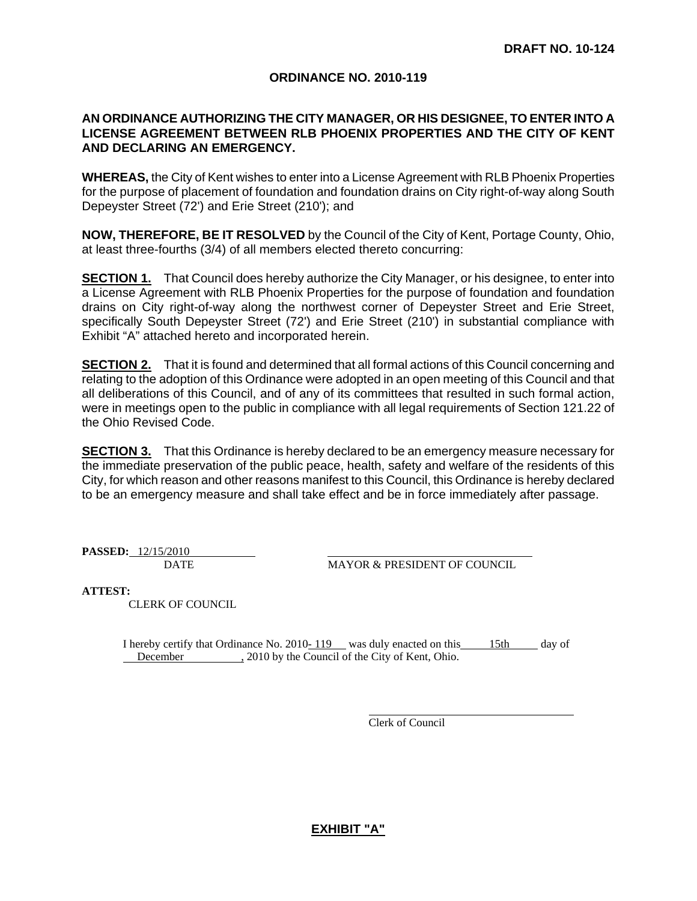**DRAFT NO. 10-124**

## ORDINANCE NO. 2010-119

### AN ORDINANCE AUTHORIZING THE CITY MANAGER, OR HIS DESIGNEE, TO ENTER INTO A LICENSE AGREEMENT BETWEEN RLB PHOENIX PROPERTIES AND THE CITY OF KENT AND DECLARING AN EMERGENCY.

**WHEREAS,** the City of Kent wishes to enter into a License Agreement with RLB Phoenix Properties for the purpose of placement of foundation and foundation drains on City right-of-way along South Depeyster Street (72') and Erie Street (210'); and

**NOW, THEREFORE, BE IT RESOLVED** by the Council of the City of Kent, Portage County, Ohio, at least three-fourths (3/4) of all members elected thereto concurring:

**SECTION 1.** That Council does hereby authorize the City Manager, or his designee, to enter into a License Agreement with RLB Phoenix Properties for the purpose of foundation and foundation drains on City right-of-way along the northwest corner of Depeyster Street and Erie Street, specifically South Depeyster Street (72') and Erie Street (210') in substantial compliance with Exhibit "A" attached hereto and incorporated herein.

**SECTION 2.** That it is found and determined that all formal actions of this Council concerning and relating to the adoption of this Ordinance were adopted in an open meeting of this Council and that all deliberations of this Council, and of any of its committees that resulted in such formal action, were in meetings open to the public in compliance with all legal requirements of Section 121.22 of the Ohio Revised Code.

**SECTION 3.** That this Ordinance is hereby declared to be an emergency measure necessary for the immediate preservation of the public peace, health, safety and welfare of the residents of this City, for which reason and other reasons manifest to this Council, this Ordinance is hereby declared to be an emergency measure and shall take effect and be in force immediately after passage.

**PASSED:** 12/15/2010
DATE

MAYOR & PRESIDENT OF COUNCIL

**ATTEST:**
CLERK OF COUNCIL

I hereby certify that Ordinance No. 2010- 119 was duly enacted on this 15th day of December, 2010 by the Council of the City of Kent, Ohio.

Clerk of Council

**EXHIBIT "A"**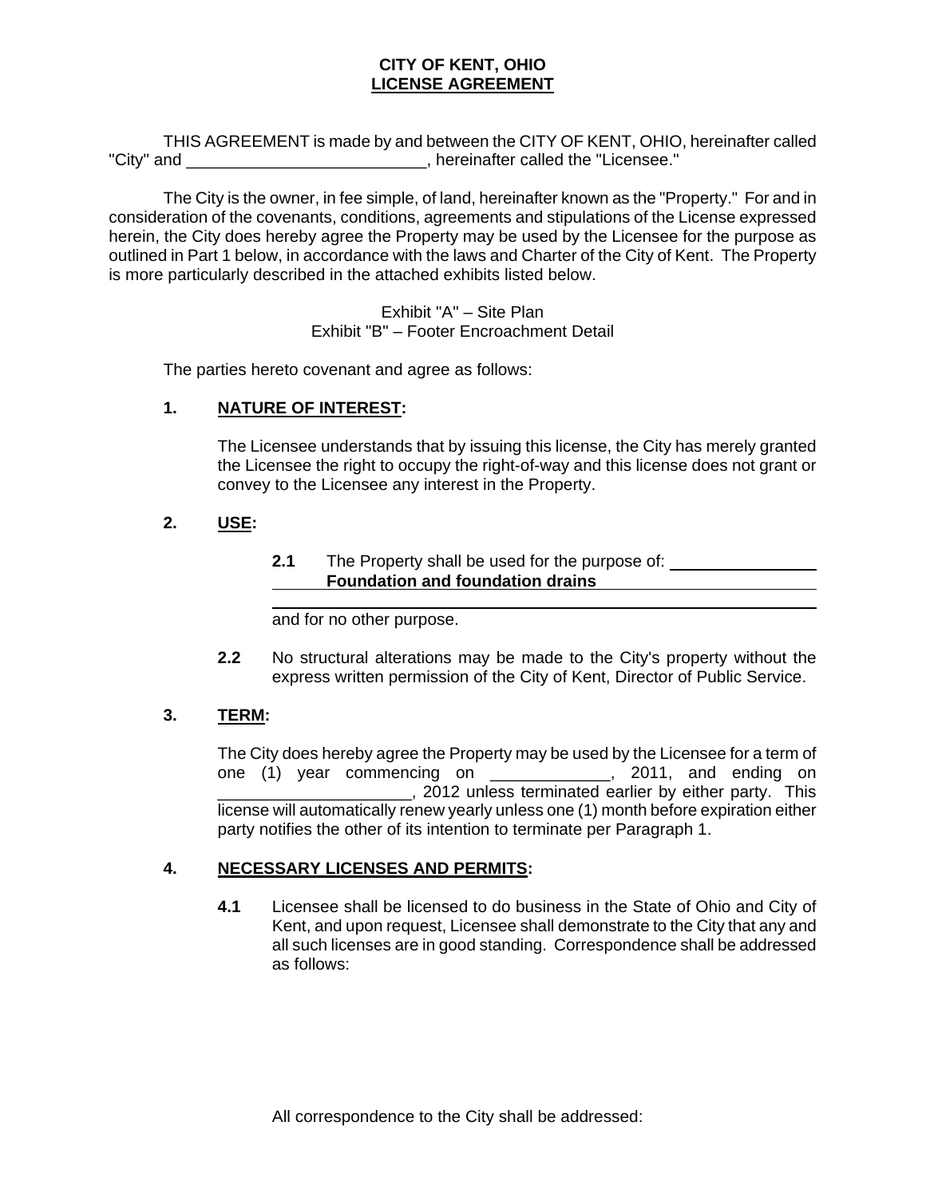# CITY OF KENT, OHIO
## LICENSE AGREEMENT

THIS AGREEMENT is made by and between the CITY OF KENT, OHIO, hereinafter called "City" and __________________________, hereinafter called the "Licensee."

The City is the owner, in fee simple, of land, hereinafter known as the "Property." For and in consideration of the covenants, conditions, agreements and stipulations of the License expressed herein, the City does hereby agree the Property may be used by the Licensee for the purpose as outlined in Part 1 below, in accordance with the laws and Charter of the City of Kent. The Property is more particularly described in the attached exhibits listed below.

Exhibit "A" – Site Plan
Exhibit "B" – Footer Encroachment Detail

The parties hereto covenant and agree as follows:

**1. NATURE OF INTEREST:**

The Licensee understands that by issuing this license, the City has merely granted the Licensee the right to occupy the right-of-way and this license does not grant or convey to the Licensee any interest in the Property.

**2. USE:**

**2.1** The Property shall be used for the purpose of: **Foundation and foundation drains** and for no other purpose.

**2.2** No structural alterations may be made to the City's property without the express written permission of the City of Kent, Director of Public Service.

**3. TERM:**

The City does hereby agree the Property may be used by the Licensee for a term of one (1) year commencing on _____________, 2011, and ending on _____________________, 2012 unless terminated earlier by either party. This license will automatically renew yearly unless one (1) month before expiration either party notifies the other of its intention to terminate per Paragraph 1.

**4. NECESSARY LICENSES AND PERMITS:**

**4.1** Licensee shall be licensed to do business in the State of Ohio and City of Kent, and upon request, Licensee shall demonstrate to the City that any and all such licenses are in good standing. Correspondence shall be addressed as follows:

All correspondence to the City shall be addressed: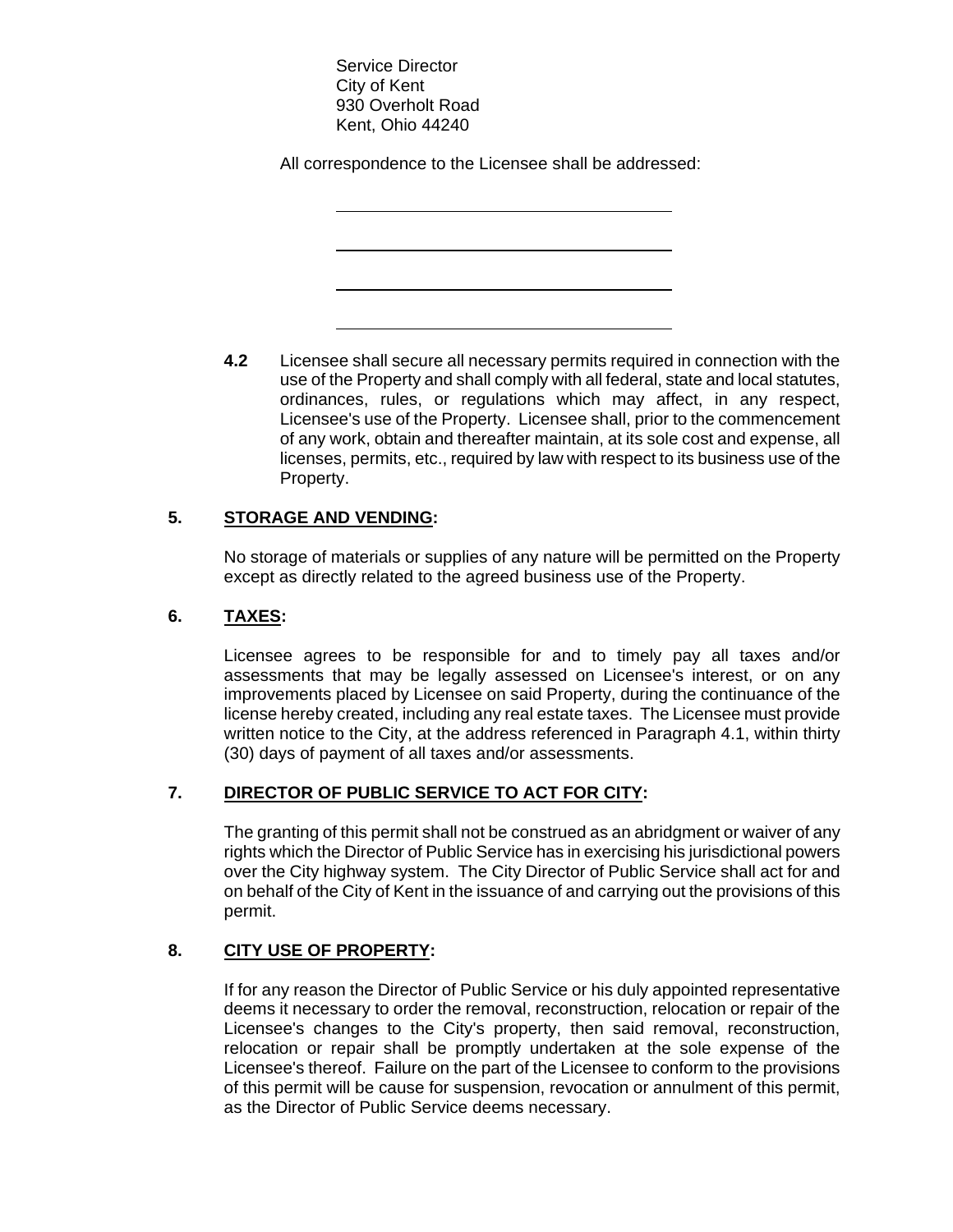Service Director
City of Kent
930 Overholt Road
Kent, Ohio 44240

All correspondence to the Licensee shall be addressed:

\_\_\_\_\_\_\_\_\_\_\_\_\_\_\_\_\_\_\_\_\_\_\_\_\_\_\_\_\_\_\_\_\_\_\_\_

\_\_\_\_\_\_\_\_\_\_\_\_\_\_\_\_\_\_\_\_\_\_\_\_\_\_\_\_\_\_\_\_\_\_\_\_

\_\_\_\_\_\_\_\_\_\_\_\_\_\_\_\_\_\_\_\_\_\_\_\_\_\_\_\_\_\_\_\_\_\_\_\_

\_\_\_\_\_\_\_\_\_\_\_\_\_\_\_\_\_\_\_\_\_\_\_\_\_\_\_\_\_\_\_\_\_\_\_\_

**4.2** Licensee shall secure all necessary permits required in connection with the use of the Property and shall comply with all federal, state and local statutes, ordinances, rules, or regulations which may affect, in any respect, Licensee's use of the Property. Licensee shall, prior to the commencement of any work, obtain and thereafter maintain, at its sole cost and expense, all licenses, permits, etc., required by law with respect to its business use of the Property.

**5. STORAGE AND VENDING:**

No storage of materials or supplies of any nature will be permitted on the Property except as directly related to the agreed business use of the Property.

**6. TAXES:**

Licensee agrees to be responsible for and to timely pay all taxes and/or assessments that may be legally assessed on Licensee's interest, or on any improvements placed by Licensee on said Property, during the continuance of the license hereby created, including any real estate taxes. The Licensee must provide written notice to the City, at the address referenced in Paragraph 4.1, within thirty (30) days of payment of all taxes and/or assessments.

**7. DIRECTOR OF PUBLIC SERVICE TO ACT FOR CITY:**

The granting of this permit shall not be construed as an abridgment or waiver of any rights which the Director of Public Service has in exercising his jurisdictional powers over the City highway system. The City Director of Public Service shall act for and on behalf of the City of Kent in the issuance of and carrying out the provisions of this permit.

**8. CITY USE OF PROPERTY:**

If for any reason the Director of Public Service or his duly appointed representative deems it necessary to order the removal, reconstruction, relocation or repair of the Licensee's changes to the City's property, then said removal, reconstruction, relocation or repair shall be promptly undertaken at the sole expense of the Licensee's thereof. Failure on the part of the Licensee to conform to the provisions of this permit will be cause for suspension, revocation or annulment of this permit, as the Director of Public Service deems necessary.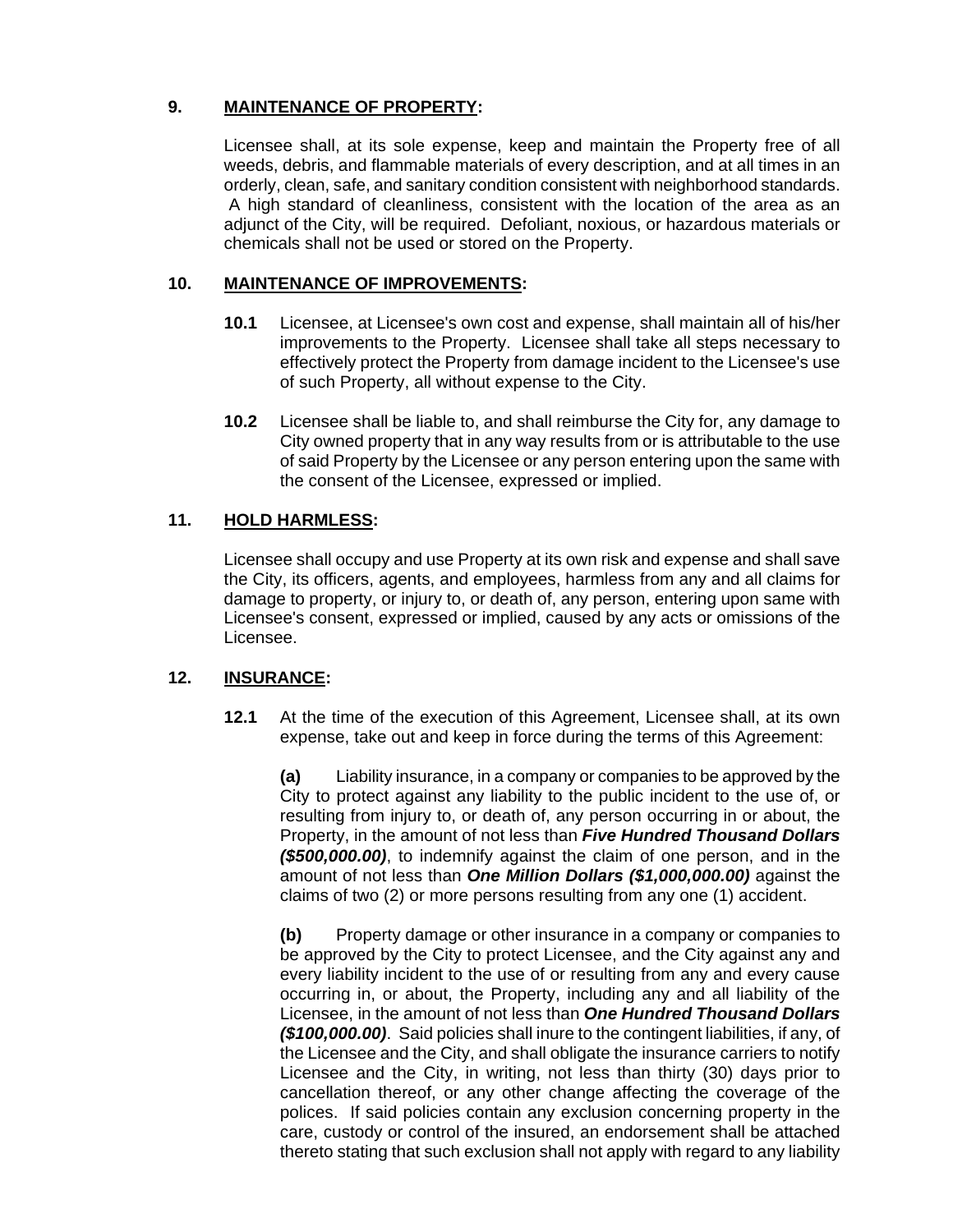## 9. MAINTENANCE OF PROPERTY:

Licensee shall, at its sole expense, keep and maintain the Property free of all weeds, debris, and flammable materials of every description, and at all times in an orderly, clean, safe, and sanitary condition consistent with neighborhood standards. A high standard of cleanliness, consistent with the location of the area as an adjunct of the City, will be required. Defoliant, noxious, or hazardous materials or chemicals shall not be used or stored on the Property.

## 10. MAINTENANCE OF IMPROVEMENTS:

**10.1** Licensee, at Licensee's own cost and expense, shall maintain all of his/her improvements to the Property. Licensee shall take all steps necessary to effectively protect the Property from damage incident to the Licensee's use of such Property, all without expense to the City.

**10.2** Licensee shall be liable to, and shall reimburse the City for, any damage to City owned property that in any way results from or is attributable to the use of said Property by the Licensee or any person entering upon the same with the consent of the Licensee, expressed or implied.

## 11. HOLD HARMLESS:

Licensee shall occupy and use Property at its own risk and expense and shall save the City, its officers, agents, and employees, harmless from any and all claims for damage to property, or injury to, or death of, any person, entering upon same with Licensee's consent, expressed or implied, caused by any acts or omissions of the Licensee.

## 12. INSURANCE:

**12.1** At the time of the execution of this Agreement, Licensee shall, at its own expense, take out and keep in force during the terms of this Agreement:

**(a)** Liability insurance, in a company or companies to be approved by the City to protect against any liability to the public incident to the use of, or resulting from injury to, or death of, any person occurring in or about, the Property, in the amount of not less than ***Five Hundred Thousand Dollars ($500,000.00)***, to indemnify against the claim of one person, and in the amount of not less than ***One Million Dollars ($1,000,000.00)*** against the claims of two (2) or more persons resulting from any one (1) accident.

**(b)** Property damage or other insurance in a company or companies to be approved by the City to protect Licensee, and the City against any and every liability incident to the use of or resulting from any and every cause occurring in, or about, the Property, including any and all liability of the Licensee, in the amount of not less than ***One Hundred Thousand Dollars ($100,000.00)***. Said policies shall inure to the contingent liabilities, if any, of the Licensee and the City, and shall obligate the insurance carriers to notify Licensee and the City, in writing, not less than thirty (30) days prior to cancellation thereof, or any other change affecting the coverage of the polices. If said policies contain any exclusion concerning property in the care, custody or control of the insured, an endorsement shall be attached thereto stating that such exclusion shall not apply with regard to any liability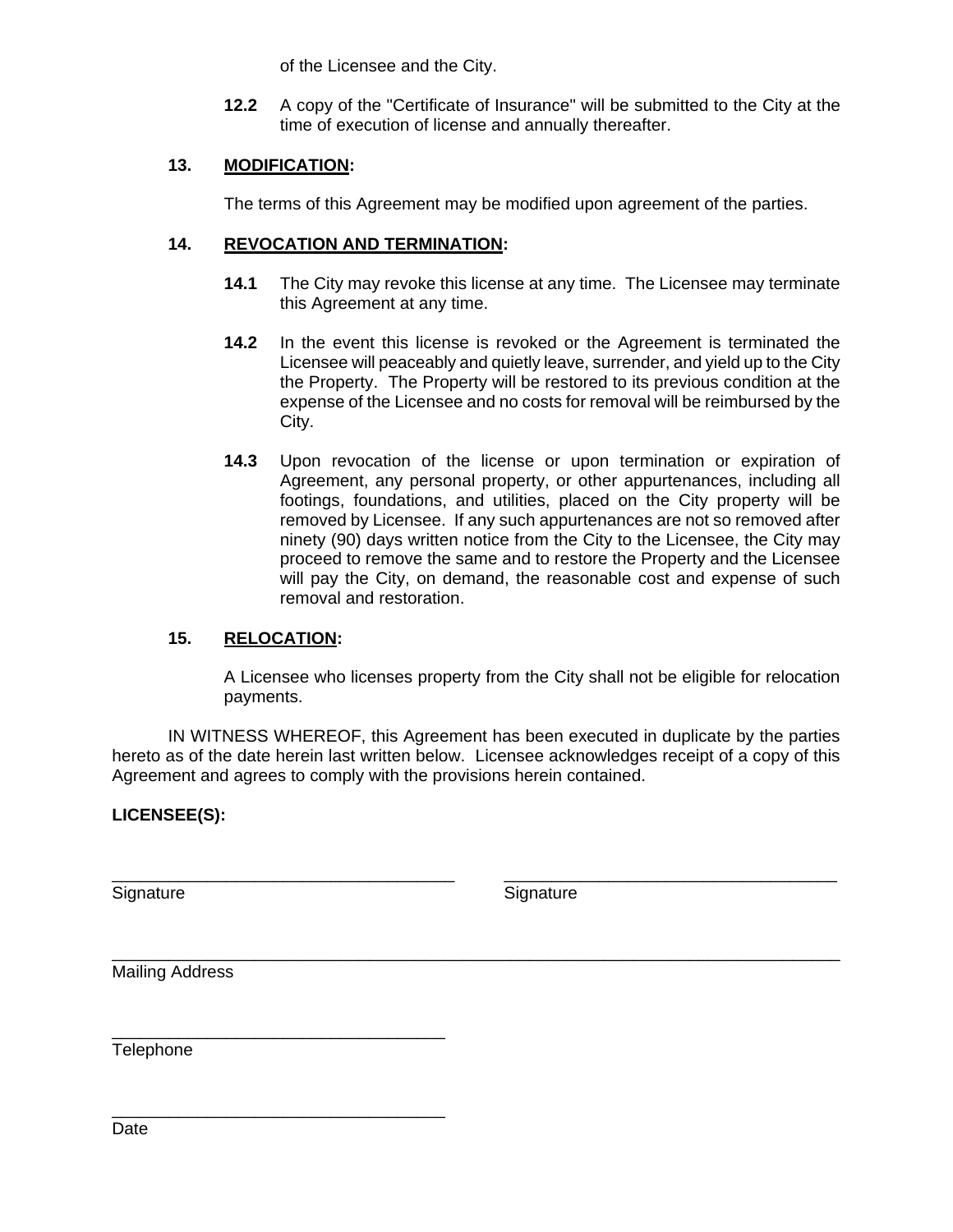of the Licensee and the City.

**12.2** A copy of the "Certificate of Insurance" will be submitted to the City at the time of execution of license and annually thereafter.

**13. MODIFICATION:**

The terms of this Agreement may be modified upon agreement of the parties.

**14. REVOCATION AND TERMINATION:**

**14.1** The City may revoke this license at any time. The Licensee may terminate this Agreement at any time.

**14.2** In the event this license is revoked or the Agreement is terminated the Licensee will peaceably and quietly leave, surrender, and yield up to the City the Property. The Property will be restored to its previous condition at the expense of the Licensee and no costs for removal will be reimbursed by the City.

**14.3** Upon revocation of the license or upon termination or expiration of Agreement, any personal property, or other appurtenances, including all footings, foundations, and utilities, placed on the City property will be removed by Licensee. If any such appurtenances are not so removed after ninety (90) days written notice from the City to the Licensee, the City may proceed to remove the same and to restore the Property and the Licensee will pay the City, on demand, the reasonable cost and expense of such removal and restoration.

**15. RELOCATION:**

A Licensee who licenses property from the City shall not be eligible for relocation payments.

IN WITNESS WHEREOF, this Agreement has been executed in duplicate by the parties hereto as of the date herein last written below. Licensee acknowledges receipt of a copy of this Agreement and agrees to comply with the provisions herein contained.

**LICENSEE(S):**

\_\_\_\_\_\_\_\_\_\_\_\_\_\_\_\_\_\_\_\_\_\_\_\_\_\_\_\_\_\_\_\_\_\_\_\_ \_\_\_\_\_\_\_\_\_\_\_\_\_\_\_\_\_\_\_\_\_\_\_\_\_\_\_\_\_\_\_\_\_\_\_\_
Signature Signature

\_\_\_\_\_\_\_\_\_\_\_\_\_\_\_\_\_\_\_\_\_\_\_\_\_\_\_\_\_\_\_\_\_\_\_\_\_\_\_\_\_\_\_\_\_\_\_\_\_\_\_\_\_\_\_\_\_\_\_\_\_\_\_\_\_\_\_\_\_\_\_\_\_\_
Mailing Address

\_\_\_\_\_\_\_\_\_\_\_\_\_\_\_\_\_\_\_\_\_\_\_\_\_\_\_\_\_\_\_\_\_\_\_\_
Telephone

\_\_\_\_\_\_\_\_\_\_\_\_\_\_\_\_\_\_\_\_\_\_\_\_\_\_\_\_\_\_\_\_\_\_\_\_
Date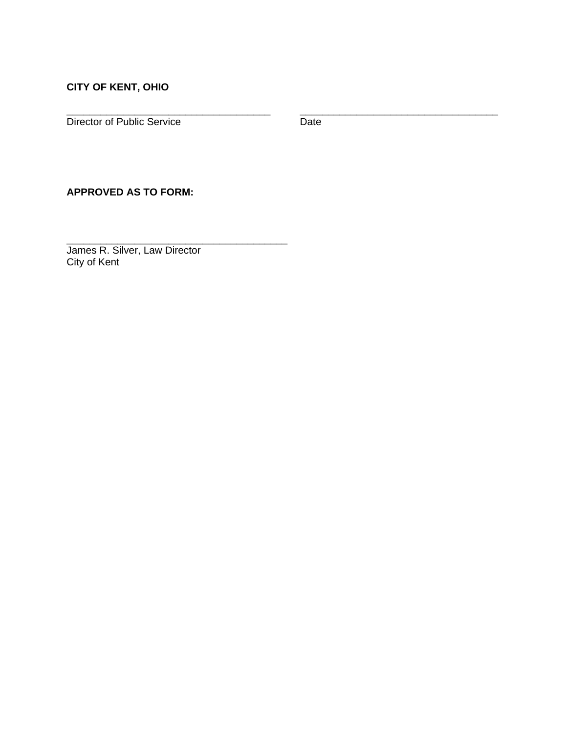**CITY OF KENT, OHIO**

| \_\_\_\_\_\_\_\_\_\_\_\_\_\_\_\_\_\_\_\_\_\_\_\_\_\_\_\_\_\_\_\_\_\_\_\_ | \_\_\_\_\_\_\_\_\_\_\_\_\_\_\_\_\_\_\_\_\_\_\_\_\_\_\_\_\_\_\_\_\_\_\_\_ |
|---|---|
| Director of Public Service | Date |

**APPROVED AS TO FORM:**

\_\_\_\_\_\_\_\_\_\_\_\_\_\_\_\_\_\_\_\_\_\_\_\_\_\_\_\_\_\_\_\_\_\_\_\_\_\_\_\_
James R. Silver, Law Director
City of Kent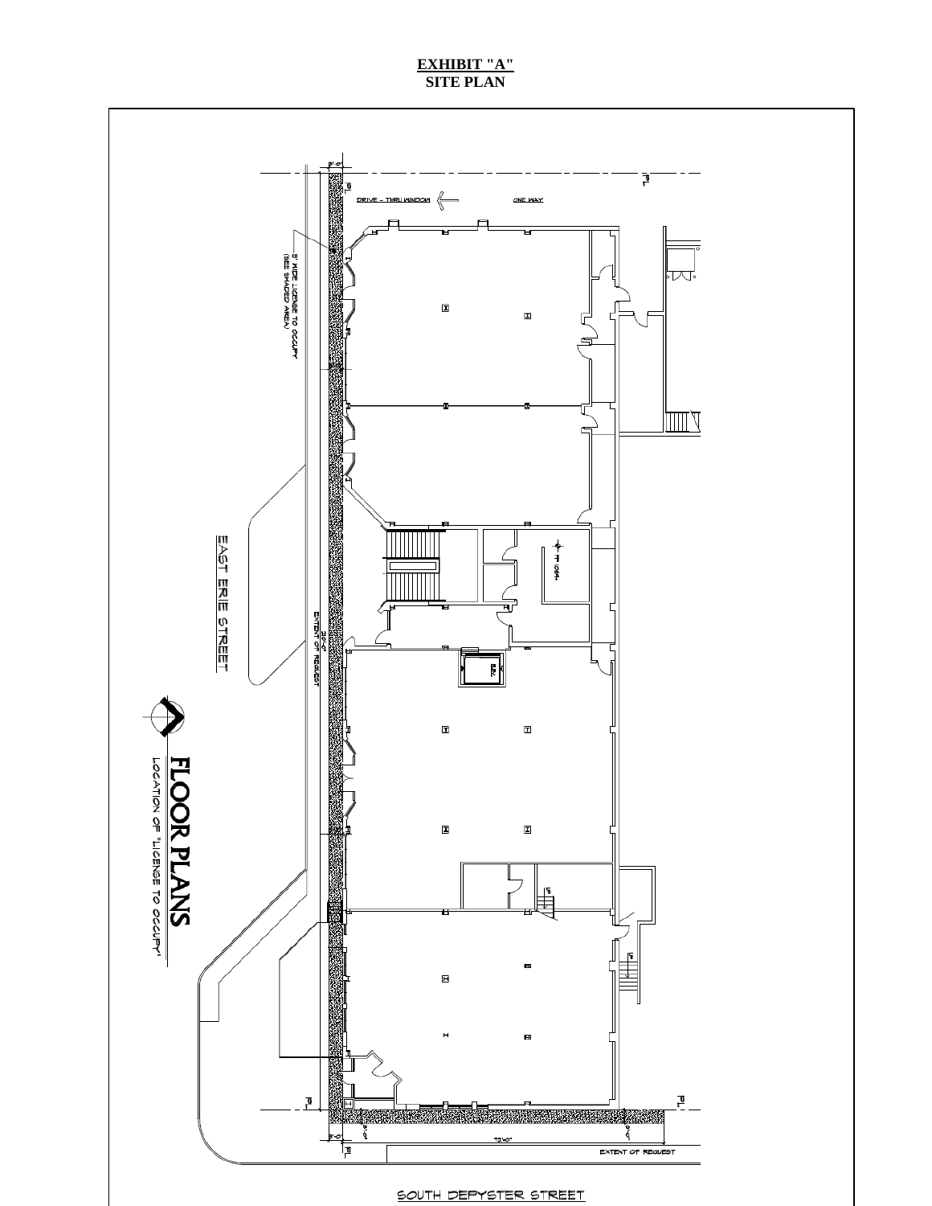**EXHIBIT "A"**
**SITE PLAN**

DRIVE - THRU WINDOW

ONE WAY

5' WIDE LICENSE TO OCCUPY
(SEE SHADED AREA)

EAST ERIE STREET

EXTENT OF REQUEST

FLOOR PLANS

LOCATION OF "LICENSE TO OCCUPY"

EXTENT OF REQUEST

SOUTH DEPEYSTER STREET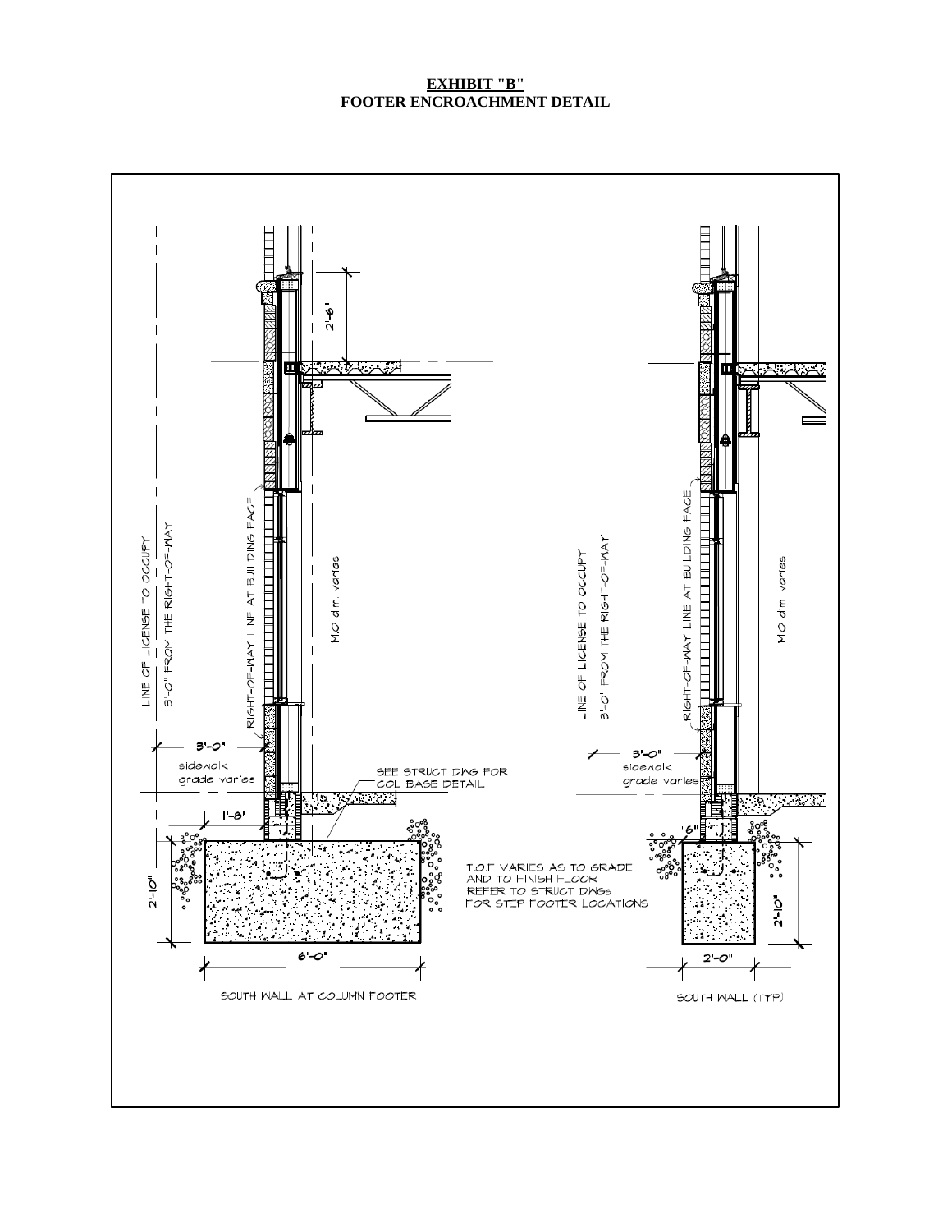**EXHIBIT "B"**
**FOOTER ENCROACHMENT DETAIL**

2'-6"

LINE OF LICENSE TO OCCUPY
3'-0" FROM THE RIGHT-OF-WAY

RIGHT-OF-WAY LINE AT BUILDING FACE

M.O dim. varies

3'-0"
sidewalk
grade varies

SEE STRUCT DWG FOR
COL BASE DETAIL

1'-8"

2'-10"

6'-0"

SOUTH WALL AT COLUMN FOOTER

T.O.F VARIES AS TO GRADE
AND TO FINISH FLOOR
REFER TO STRUCT DWGS
FOR STEP FOOTER LOCATIONS

LINE OF LICENSE TO OCCUPY
3'-0" FROM THE RIGHT-OF-WAY

RIGHT-OF-WAY LINE AT BUILDING FACE

M.O dim. varies

3'-0"
sidewalk
grade varies

6"

2'-10"

2'-0"

SOUTH WALL (TYP)